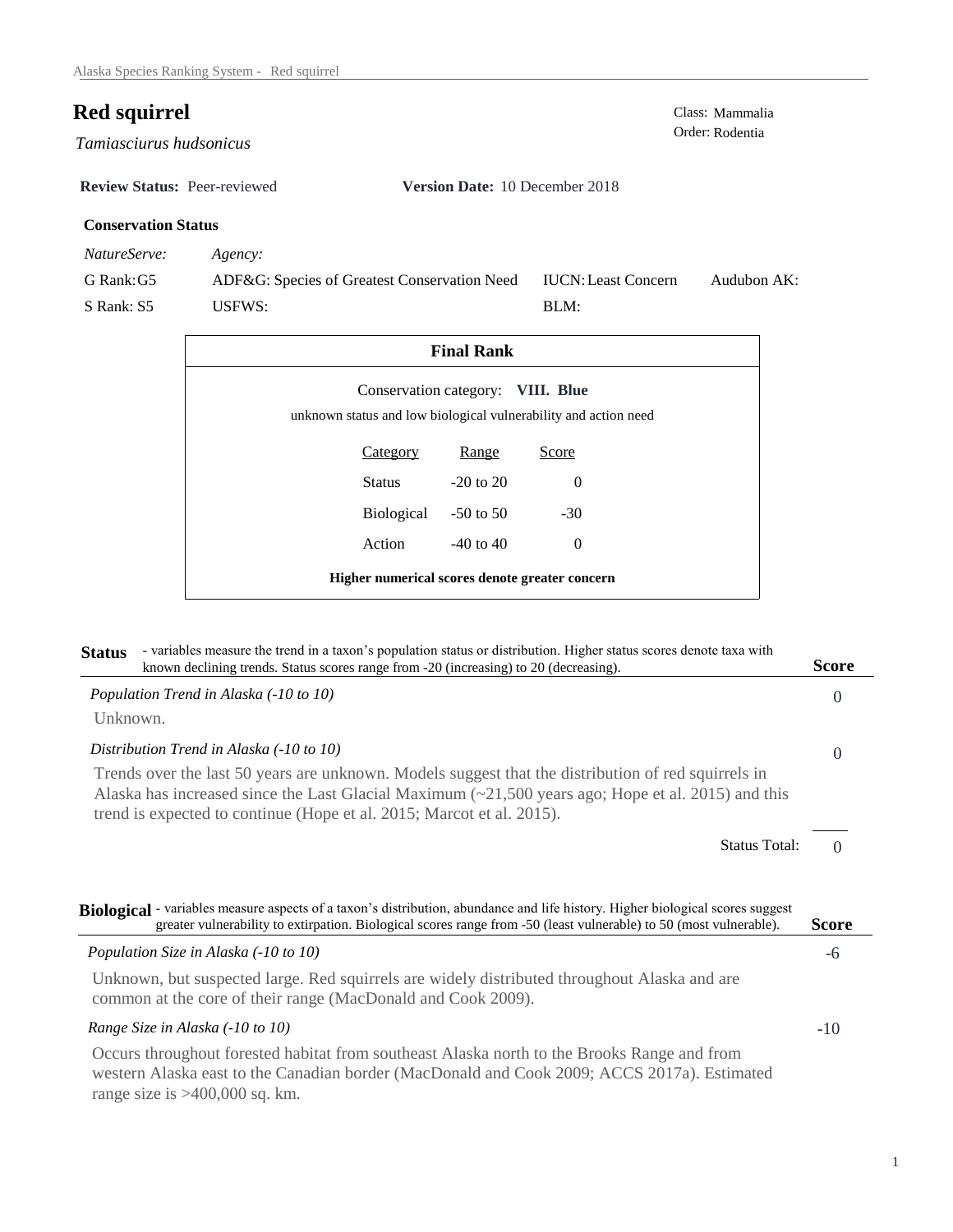# Red squirrel

*Tamiasciurus hudsonicus*

Class: Mammalia
Order: Rodentia

**Review Status:** Peer-reviewed **Version Date:** 10 December 2018

### Conservation Status

| *NatureServe:* | *Agency:* | | |
|---|---|---|---|
| G Rank: G5 | ADF&G: Species of Greatest Conservation Need | IUCN: Least Concern | Audubon AK: |
| S Rank: S5 | USFWS: | BLM: | |

### Final Rank

Conservation category: **VIII. Blue**

unknown status and low biological vulnerability and action need

| Category | Range | Score |
|---|---|---|
| Status | -20 to 20 | 0 |
| Biological | -50 to 50 | -30 |
| Action | -40 to 40 | 0 |

**Higher numerical scores denote greater concern**

## Status

- variables measure the trend in a taxon's population status or distribution. Higher status scores denote taxa with known declining trends. Status scores range from -20 (increasing) to 20 (decreasing).

| | Score |
|---|---|
| *Population Trend in Alaska (-10 to 10)* | 0 |

Unknown.

| | Score |
|---|---|
| *Distribution Trend in Alaska (-10 to 10)* | 0 |

Trends over the last 50 years are unknown. Models suggest that the distribution of red squirrels in Alaska has increased since the Last Glacial Maximum (~21,500 years ago; Hope et al. 2015) and this trend is expected to continue (Hope et al. 2015; Marcot et al. 2015).

Status Total: 0

## Biological

- variables measure aspects of a taxon's distribution, abundance and life history. Higher biological scores suggest greater vulnerability to extirpation. Biological scores range from -50 (least vulnerable) to 50 (most vulnerable).

| | Score |
|---|---|
| *Population Size in Alaska (-10 to 10)* | -6 |

Unknown, but suspected large. Red squirrels are widely distributed throughout Alaska and are common at the core of their range (MacDonald and Cook 2009).

| | Score |
|---|---|
| *Range Size in Alaska (-10 to 10)* | -10 |

Occurs throughout forested habitat from southeast Alaska north to the Brooks Range and from western Alaska east to the Canadian border (MacDonald and Cook 2009; ACCS 2017a). Estimated range size is >400,000 sq. km.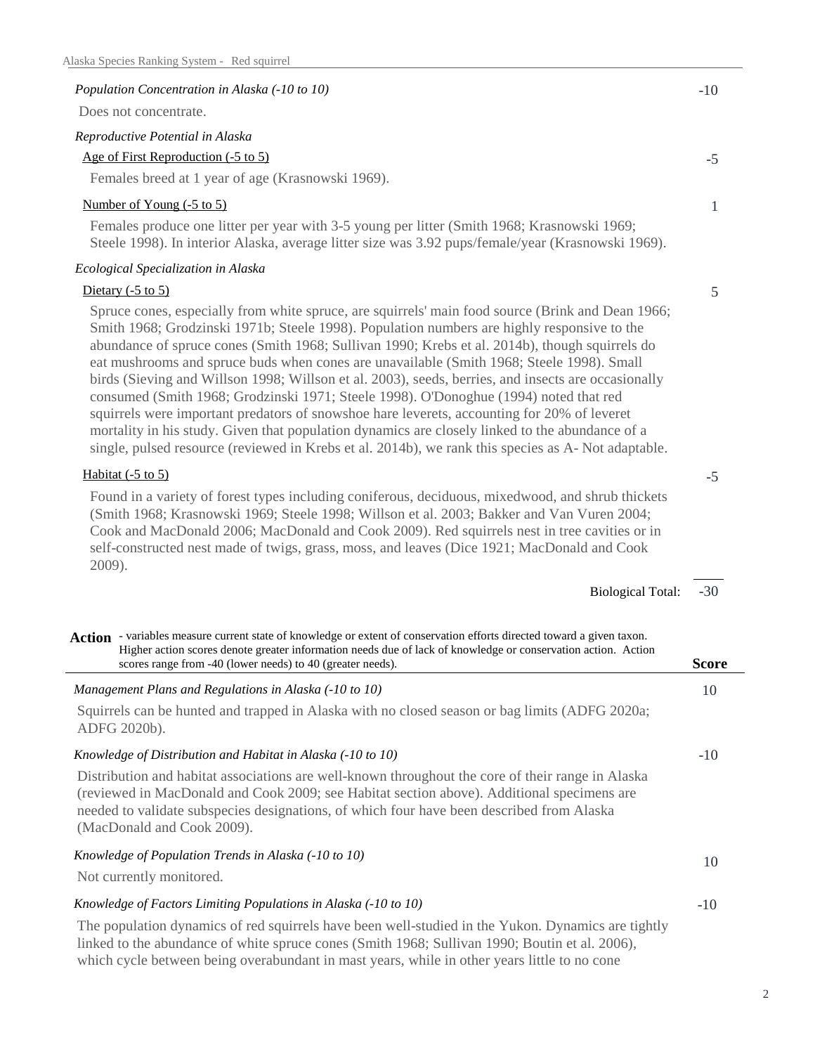*Population Concentration in Alaska (-10 to 10)* -10

Does not concentrate.

*Reproductive Potential in Alaska*

Age of First Reproduction (-5 to 5) -5

Females breed at 1 year of age (Krasnowski 1969).

Number of Young (-5 to 5) 1

Females produce one litter per year with 3-5 young per litter (Smith 1968; Krasnowski 1969; Steele 1998). In interior Alaska, average litter size was 3.92 pups/female/year (Krasnowski 1969).

*Ecological Specialization in Alaska*

Dietary (-5 to 5) 5

Spruce cones, especially from white spruce, are squirrels' main food source (Brink and Dean 1966; Smith 1968; Grodzinski 1971b; Steele 1998). Population numbers are highly responsive to the abundance of spruce cones (Smith 1968; Sullivan 1990; Krebs et al. 2014b), though squirrels do eat mushrooms and spruce buds when cones are unavailable (Smith 1968; Steele 1998). Small birds (Sieving and Willson 1998; Willson et al. 2003), seeds, berries, and insects are occasionally consumed (Smith 1968; Grodzinski 1971; Steele 1998). O'Donoghue (1994) noted that red squirrels were important predators of snowshoe hare leverets, accounting for 20% of leveret mortality in his study. Given that population dynamics are closely linked to the abundance of a single, pulsed resource (reviewed in Krebs et al. 2014b), we rank this species as A- Not adaptable.

Habitat (-5 to 5) -5

Found in a variety of forest types including coniferous, deciduous, mixedwood, and shrub thickets (Smith 1968; Krasnowski 1969; Steele 1998; Willson et al. 2003; Bakker and Van Vuren 2004; Cook and MacDonald 2006; MacDonald and Cook 2009). Red squirrels nest in tree cavities or in self-constructed nest made of twigs, grass, moss, and leaves (Dice 1921; MacDonald and Cook 2009).

Biological Total: -30

**Action** - variables measure current state of knowledge or extent of conservation efforts directed toward a given taxon. Higher action scores denote greater information needs due of lack of knowledge or conservation action. Action scores range from -40 (lower needs) to 40 (greater needs). **Score**

*Management Plans and Regulations in Alaska (-10 to 10)* 10

Squirrels can be hunted and trapped in Alaska with no closed season or bag limits (ADFG 2020a; ADFG 2020b).

*Knowledge of Distribution and Habitat in Alaska (-10 to 10)* -10

Distribution and habitat associations are well-known throughout the core of their range in Alaska (reviewed in MacDonald and Cook 2009; see Habitat section above). Additional specimens are needed to validate subspecies designations, of which four have been described from Alaska (MacDonald and Cook 2009).

*Knowledge of Population Trends in Alaska (-10 to 10)* 10

Not currently monitored.

*Knowledge of Factors Limiting Populations in Alaska (-10 to 10)* -10

The population dynamics of red squirrels have been well-studied in the Yukon. Dynamics are tightly linked to the abundance of white spruce cones (Smith 1968; Sullivan 1990; Boutin et al. 2006), which cycle between being overabundant in mast years, while in other years little to no cone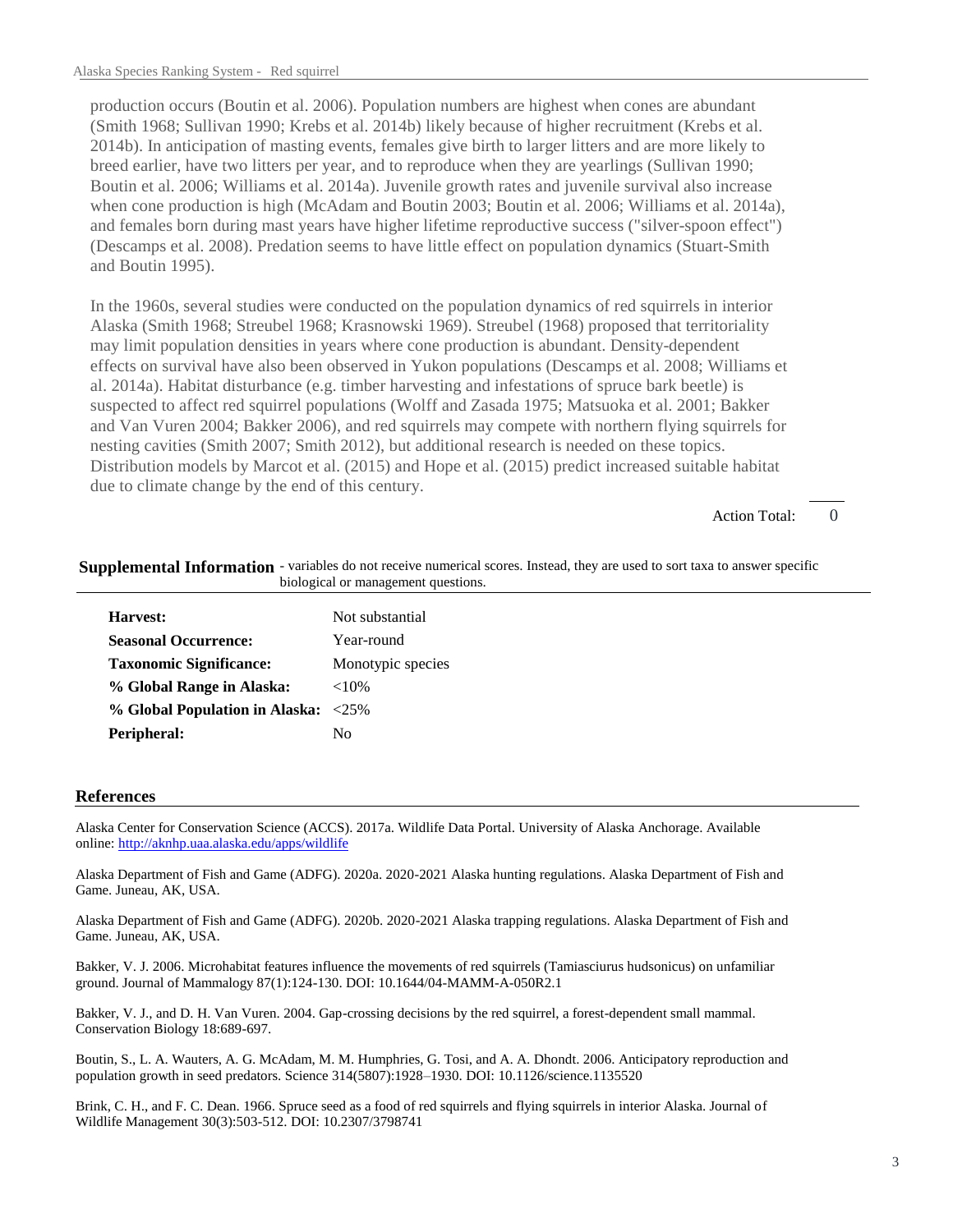production occurs (Boutin et al. 2006). Population numbers are highest when cones are abundant (Smith 1968; Sullivan 1990; Krebs et al. 2014b) likely because of higher recruitment (Krebs et al. 2014b). In anticipation of masting events, females give birth to larger litters and are more likely to breed earlier, have two litters per year, and to reproduce when they are yearlings (Sullivan 1990; Boutin et al. 2006; Williams et al. 2014a). Juvenile growth rates and juvenile survival also increase when cone production is high (McAdam and Boutin 2003; Boutin et al. 2006; Williams et al. 2014a), and females born during mast years have higher lifetime reproductive success ("silver-spoon effect") (Descamps et al. 2008). Predation seems to have little effect on population dynamics (Stuart-Smith and Boutin 1995).

In the 1960s, several studies were conducted on the population dynamics of red squirrels in interior Alaska (Smith 1968; Streubel 1968; Krasnowski 1969). Streubel (1968) proposed that territoriality may limit population densities in years where cone production is abundant. Density-dependent effects on survival have also been observed in Yukon populations (Descamps et al. 2008; Williams et al. 2014a). Habitat disturbance (e.g. timber harvesting and infestations of spruce bark beetle) is suspected to affect red squirrel populations (Wolff and Zasada 1975; Matsuoka et al. 2001; Bakker and Van Vuren 2004; Bakker 2006), and red squirrels may compete with northern flying squirrels for nesting cavities (Smith 2007; Smith 2012), but additional research is needed on these topics. Distribution models by Marcot et al. (2015) and Hope et al. (2015) predict increased suitable habitat due to climate change by the end of this century.

Action Total: 0

## Supplemental Information

- variables do not receive numerical scores. Instead, they are used to sort taxa to answer specific biological or management questions.

| | |
|---|---|
| **Harvest:** | Not substantial |
| **Seasonal Occurrence:** | Year-round |
| **Taxonomic Significance:** | Monotypic species |
| **% Global Range in Alaska:** | <10% |
| **% Global Population in Alaska:** | <25% |
| **Peripheral:** | No |

## References

Alaska Center for Conservation Science (ACCS). 2017a. Wildlife Data Portal. University of Alaska Anchorage. Available online: http://aknhp.uaa.alaska.edu/apps/wildlife

Alaska Department of Fish and Game (ADFG). 2020a. 2020-2021 Alaska hunting regulations. Alaska Department of Fish and Game. Juneau, AK, USA.

Alaska Department of Fish and Game (ADFG). 2020b. 2020-2021 Alaska trapping regulations. Alaska Department of Fish and Game. Juneau, AK, USA.

Bakker, V. J. 2006. Microhabitat features influence the movements of red squirrels (Tamiasciurus hudsonicus) on unfamiliar ground. Journal of Mammalogy 87(1):124-130. DOI: 10.1644/04-MAMM-A-050R2.1

Bakker, V. J., and D. H. Van Vuren. 2004. Gap-crossing decisions by the red squirrel, a forest-dependent small mammal. Conservation Biology 18:689-697.

Boutin, S., L. A. Wauters, A. G. McAdam, M. M. Humphries, G. Tosi, and A. A. Dhondt. 2006. Anticipatory reproduction and population growth in seed predators. Science 314(5807):1928–1930. DOI: 10.1126/science.1135520

Brink, C. H., and F. C. Dean. 1966. Spruce seed as a food of red squirrels and flying squirrels in interior Alaska. Journal of Wildlife Management 30(3):503-512. DOI: 10.2307/3798741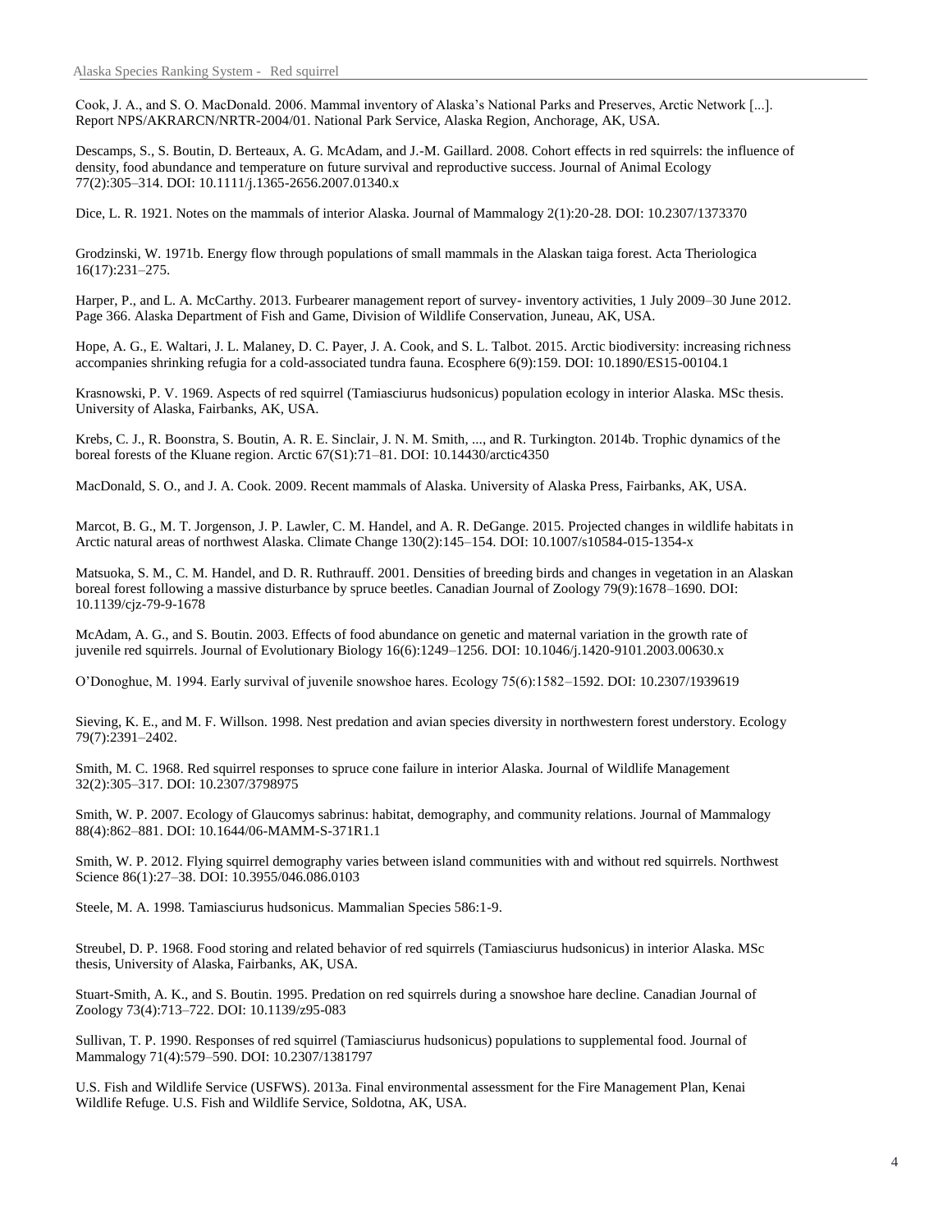Cook, J. A., and S. O. MacDonald. 2006. Mammal inventory of Alaska's National Parks and Preserves, Arctic Network [...]. Report NPS/AKRARCN/NRTR-2004/01. National Park Service, Alaska Region, Anchorage, AK, USA.

Descamps, S., S. Boutin, D. Berteaux, A. G. McAdam, and J.-M. Gaillard. 2008. Cohort effects in red squirrels: the influence of density, food abundance and temperature on future survival and reproductive success. Journal of Animal Ecology 77(2):305–314. DOI: 10.1111/j.1365-2656.2007.01340.x

Dice, L. R. 1921. Notes on the mammals of interior Alaska. Journal of Mammalogy 2(1):20-28. DOI: 10.2307/1373370

Grodzinski, W. 1971b. Energy flow through populations of small mammals in the Alaskan taiga forest. Acta Theriologica 16(17):231–275.

Harper, P., and L. A. McCarthy. 2013. Furbearer management report of survey- inventory activities, 1 July 2009–30 June 2012. Page 366. Alaska Department of Fish and Game, Division of Wildlife Conservation, Juneau, AK, USA.

Hope, A. G., E. Waltari, J. L. Malaney, D. C. Payer, J. A. Cook, and S. L. Talbot. 2015. Arctic biodiversity: increasing richness accompanies shrinking refugia for a cold-associated tundra fauna. Ecosphere 6(9):159. DOI: 10.1890/ES15-00104.1

Krasnowski, P. V. 1969. Aspects of red squirrel (Tamiasciurus hudsonicus) population ecology in interior Alaska. MSc thesis. University of Alaska, Fairbanks, AK, USA.

Krebs, C. J., R. Boonstra, S. Boutin, A. R. E. Sinclair, J. N. M. Smith, ..., and R. Turkington. 2014b. Trophic dynamics of the boreal forests of the Kluane region. Arctic 67(S1):71–81. DOI: 10.14430/arctic4350

MacDonald, S. O., and J. A. Cook. 2009. Recent mammals of Alaska. University of Alaska Press, Fairbanks, AK, USA.

Marcot, B. G., M. T. Jorgenson, J. P. Lawler, C. M. Handel, and A. R. DeGange. 2015. Projected changes in wildlife habitats in Arctic natural areas of northwest Alaska. Climate Change 130(2):145–154. DOI: 10.1007/s10584-015-1354-x

Matsuoka, S. M., C. M. Handel, and D. R. Ruthrauff. 2001. Densities of breeding birds and changes in vegetation in an Alaskan boreal forest following a massive disturbance by spruce beetles. Canadian Journal of Zoology 79(9):1678–1690. DOI: 10.1139/cjz-79-9-1678

McAdam, A. G., and S. Boutin. 2003. Effects of food abundance on genetic and maternal variation in the growth rate of juvenile red squirrels. Journal of Evolutionary Biology 16(6):1249–1256. DOI: 10.1046/j.1420-9101.2003.00630.x

O'Donoghue, M. 1994. Early survival of juvenile snowshoe hares. Ecology 75(6):1582–1592. DOI: 10.2307/1939619

Sieving, K. E., and M. F. Willson. 1998. Nest predation and avian species diversity in northwestern forest understory. Ecology 79(7):2391–2402.

Smith, M. C. 1968. Red squirrel responses to spruce cone failure in interior Alaska. Journal of Wildlife Management 32(2):305–317. DOI: 10.2307/3798975

Smith, W. P. 2007. Ecology of Glaucomys sabrinus: habitat, demography, and community relations. Journal of Mammalogy 88(4):862–881. DOI: 10.1644/06-MAMM-S-371R1.1

Smith, W. P. 2012. Flying squirrel demography varies between island communities with and without red squirrels. Northwest Science 86(1):27–38. DOI: 10.3955/046.086.0103

Steele, M. A. 1998. Tamiasciurus hudsonicus. Mammalian Species 586:1-9.

Streubel, D. P. 1968. Food storing and related behavior of red squirrels (Tamiasciurus hudsonicus) in interior Alaska. MSc thesis, University of Alaska, Fairbanks, AK, USA.

Stuart-Smith, A. K., and S. Boutin. 1995. Predation on red squirrels during a snowshoe hare decline. Canadian Journal of Zoology 73(4):713–722. DOI: 10.1139/z95-083

Sullivan, T. P. 1990. Responses of red squirrel (Tamiasciurus hudsonicus) populations to supplemental food. Journal of Mammalogy 71(4):579–590. DOI: 10.2307/1381797

U.S. Fish and Wildlife Service (USFWS). 2013a. Final environmental assessment for the Fire Management Plan, Kenai Wildlife Refuge. U.S. Fish and Wildlife Service, Soldotna, AK, USA.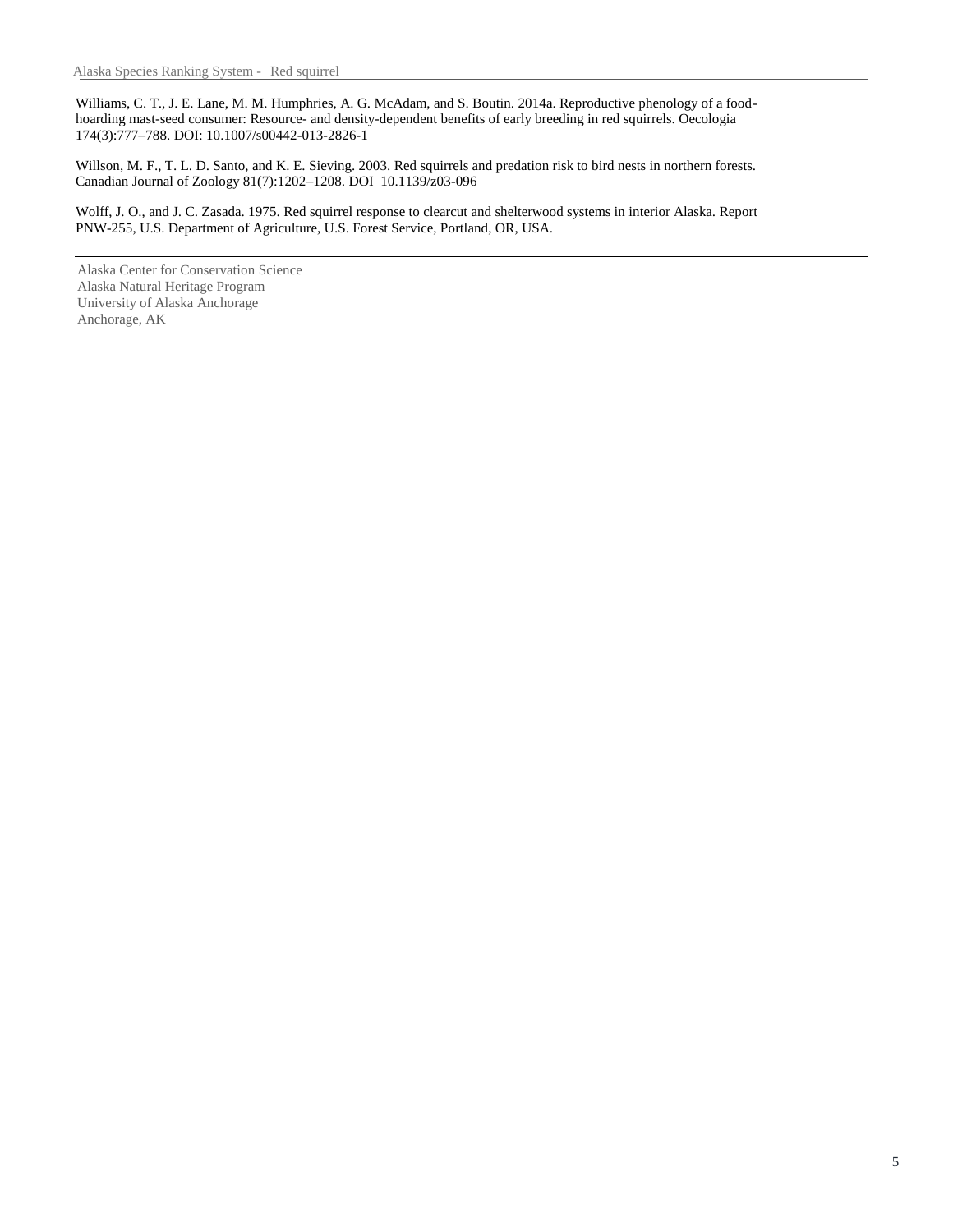Williams, C. T., J. E. Lane, M. M. Humphries, A. G. McAdam, and S. Boutin. 2014a. Reproductive phenology of a food-hoarding mast-seed consumer: Resource- and density-dependent benefits of early breeding in red squirrels. Oecologia 174(3):777–788. DOI: 10.1007/s00442-013-2826-1

Willson, M. F., T. L. D. Santo, and K. E. Sieving. 2003. Red squirrels and predation risk to bird nests in northern forests. Canadian Journal of Zoology 81(7):1202–1208. DOI 10.1139/z03-096

Wolff, J. O., and J. C. Zasada. 1975. Red squirrel response to clearcut and shelterwood systems in interior Alaska. Report PNW-255, U.S. Department of Agriculture, U.S. Forest Service, Portland, OR, USA.

---

Alaska Center for Conservation Science
Alaska Natural Heritage Program
University of Alaska Anchorage
Anchorage, AK